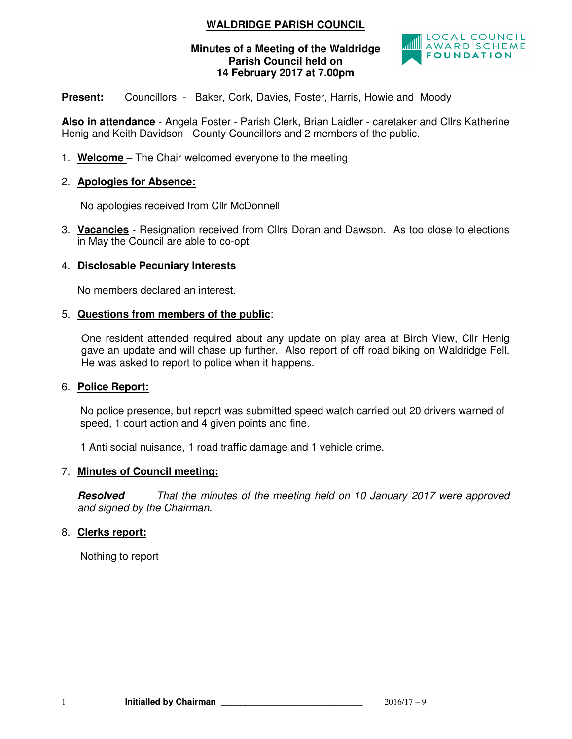# WALDRIDGE PARISH COUNCIL

**Minutes of a Meeting of the Waldridge Parish Council held on 14 February 2017 at 7.00pm**

LOCAL COUNCIL AWARD SCHEME FOUNDATION

**Present:** Councillors - Baker, Cork, Davies, Foster, Harris, Howie and Moody

**Also in attendance** - Angela Foster - Parish Clerk, Brian Laidler - caretaker and Cllrs Katherine Henig and Keith Davidson - County Councillors and 2 members of the public.

1. **Welcome** – The Chair welcomed everyone to the meeting

2. **Apologies for Absence:**

   No apologies received from Cllr McDonnell

3. **Vacancies** - Resignation received from Cllrs Doran and Dawson. As too close to elections in May the Council are able to co-opt

4. **Disclosable Pecuniary Interests**

   No members declared an interest.

5. **Questions from members of the public**:

   One resident attended required about any update on play area at Birch View, Cllr Henig gave an update and will chase up further. Also report of off road biking on Waldridge Fell. He was asked to report to police when it happens.

6. **Police Report:**

   No police presence, but report was submitted speed watch carried out 20 drivers warned of speed, 1 court action and 4 given points and fine.

   1 Anti social nuisance, 1 road traffic damage and 1 vehicle crime.

7. **Minutes of Council meeting:**

   ***Resolved*** *That the minutes of the meeting held on 10 January 2017 were approved and signed by the Chairman.*

8. **Clerks report:**

   Nothing to report

**Initialled by Chairman** ______________________________ 2016/17 – 9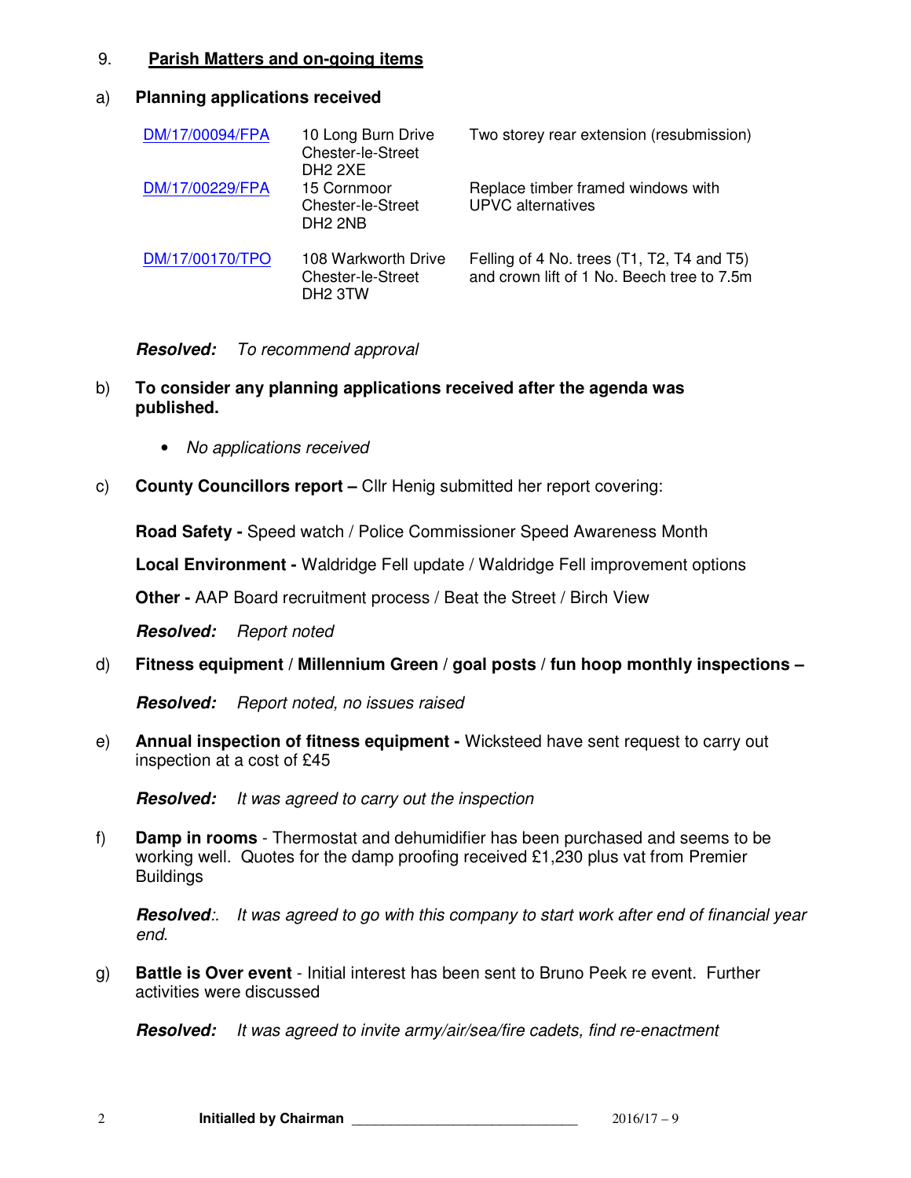## 9. Parish Matters and on-going items

**a) Planning applications received**

| | | |
|---|---|---|
| DM/17/00094/FPA | 10 Long Burn Drive Chester-le-Street DH2 2XE | Two storey rear extension (resubmission) |
| DM/17/00229/FPA | 15 Cornmoor Chester-le-Street DH2 2NB | Replace timber framed windows with UPVC alternatives |
| DM/17/00170/TPO | 108 Warkworth Drive Chester-le-Street DH2 3TW | Felling of 4 No. trees (T1, T2, T4 and T5) and crown lift of 1 No. Beech tree to 7.5m |

***Resolved:*** *To recommend approval*

**b) To consider any planning applications received after the agenda was published.**

- *No applications received*

**c) County Councillors report –** Cllr Henig submitted her report covering:

**Road Safety -** Speed watch / Police Commissioner Speed Awareness Month

**Local Environment -** Waldridge Fell update / Waldridge Fell improvement options

**Other -** AAP Board recruitment process / Beat the Street / Birch View

***Resolved:*** *Report noted*

**d) Fitness equipment / Millennium Green / goal posts / fun hoop monthly inspections –**

***Resolved:*** *Report noted, no issues raised*

**e) Annual inspection of fitness equipment -** Wicksteed have sent request to carry out inspection at a cost of £45

***Resolved:*** *It was agreed to carry out the inspection*

**f) Damp in rooms** - Thermostat and dehumidifier has been purchased and seems to be working well. Quotes for the damp proofing received £1,230 plus vat from Premier Buildings

***Resolved:.*** *It was agreed to go with this company to start work after end of financial year end.*

**g) Battle is Over event** - Initial interest has been sent to Bruno Peek re event. Further activities were discussed

***Resolved:*** *It was agreed to invite army/air/sea/fire cadets, find re-enactment*

**Initialled by Chairman** ____________________________ 2016/17 – 9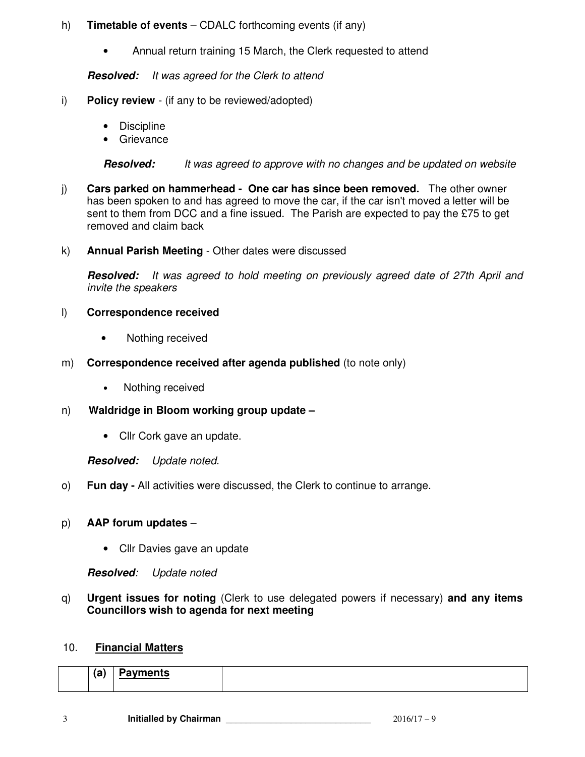h) **Timetable of events** – CDALC forthcoming events (if any)

- Annual return training 15 March, the Clerk requested to attend

***Resolved:*** *It was agreed for the Clerk to attend*

i) **Policy review** - (if any to be reviewed/adopted)

- Discipline
- Grievance

***Resolved:*** *It was agreed to approve with no changes and be updated on website*

j) **Cars parked on hammerhead - One car has since been removed.** The other owner has been spoken to and has agreed to move the car, if the car isn't moved a letter will be sent to them from DCC and a fine issued. The Parish are expected to pay the £75 to get removed and claim back

k) **Annual Parish Meeting** - Other dates were discussed

***Resolved:*** *It was agreed to hold meeting on previously agreed date of 27th April and invite the speakers*

l) **Correspondence received**

- Nothing received

m) **Correspondence received after agenda published** (to note only)

- Nothing received

n) **Waldridge in Bloom working group update –**

- Cllr Cork gave an update.

***Resolved:*** *Update noted.*

o) **Fun day -** All activities were discussed, the Clerk to continue to arrange.

p) **AAP forum updates** –

- Cllr Davies gave an update

***Resolved**:* *Update noted*

q) **Urgent issues for noting** (Clerk to use delegated powers if necessary) **and any items Councillors wish to agenda for next meeting**

## 10. Financial Matters

| | (a) | **Payments** | |
|---|---|---|---|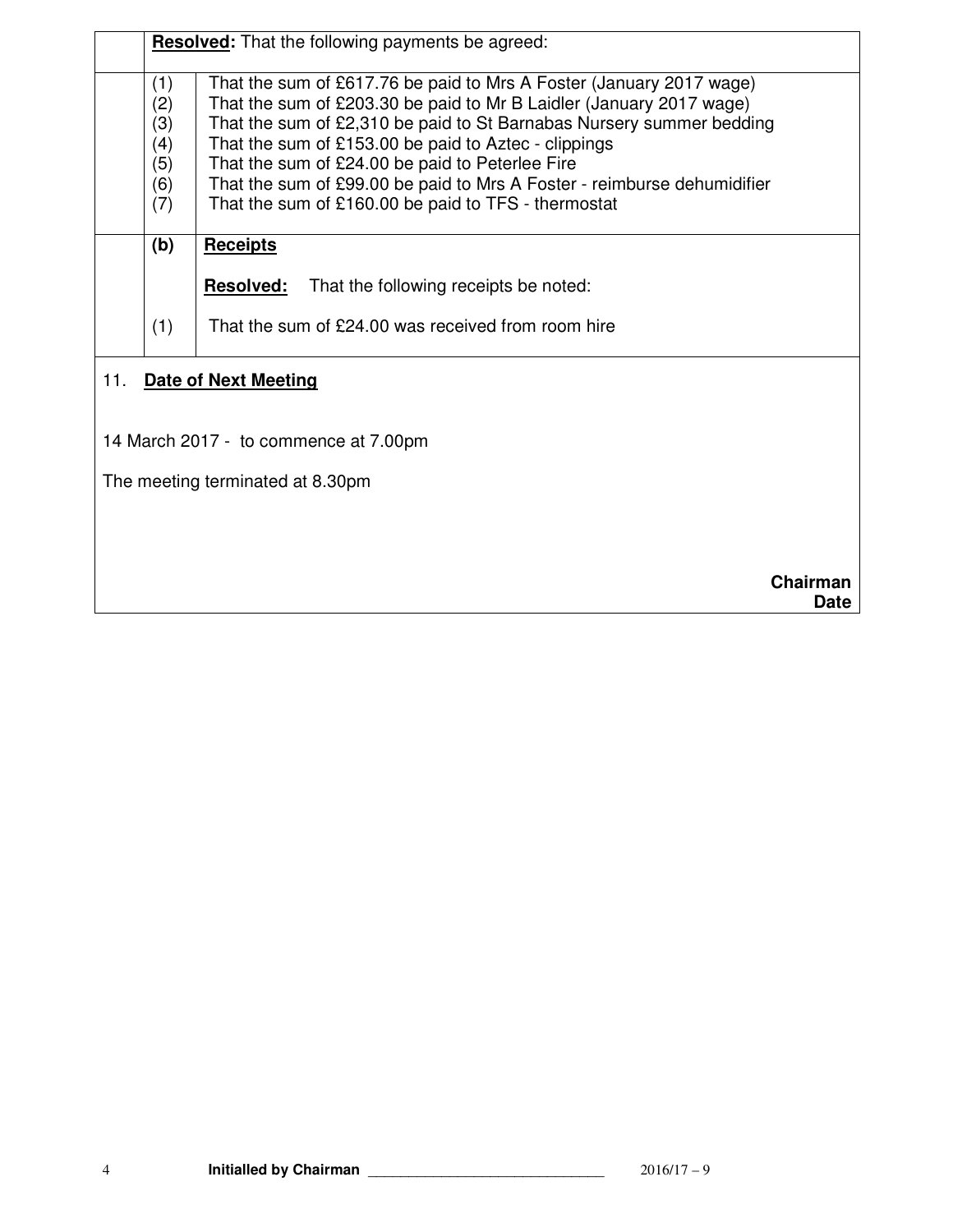| | | |
|---|---|---|
| | **Resolved:** That the following payments be agreed: | |
| | (1) | That the sum of £617.76 be paid to Mrs A Foster (January 2017 wage) |
| | (2) | That the sum of £203.30 be paid to Mr B Laidler (January 2017 wage) |
| | (3) | That the sum of £2,310 be paid to St Barnabas Nursery summer bedding |
| | (4) | That the sum of £153.00 be paid to Aztec - clippings |
| | (5) | That the sum of £24.00 be paid to Peterlee Fire |
| | (6) | That the sum of £99.00 be paid to Mrs A Foster - reimburse dehumidifier |
| | (7) | That the sum of £160.00 be paid to TFS - thermostat |
| | **(b)** | **Receipts** |
| | | **Resolved:** That the following receipts be noted: |
| | (1) | That the sum of £24.00 was received from room hire |

11. **Date of Next Meeting**

14 March 2017 - to commence at 7.00pm

The meeting terminated at 8.30pm

**Chairman**
**Date**

**Initialled by Chairman** ______________________________ 2016/17 – 9